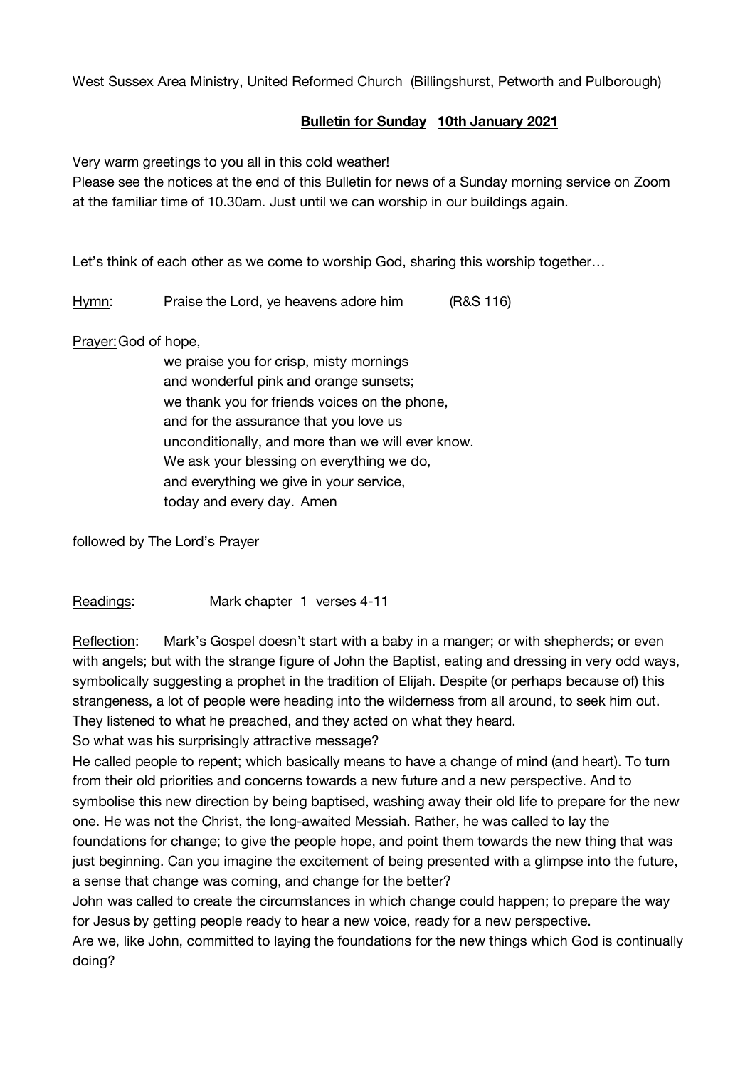West Sussex Area Ministry, United Reformed Church (Billingshurst, Petworth and Pulborough)

**Bulletin for Sunday 10th January 2021**

Very warm greetings to you all in this cold weather!
Please see the notices at the end of this Bulletin for news of a Sunday morning service on Zoom at the familiar time of 10.30am. Just until we can worship in our buildings again.

Let's think of each other as we come to worship God, sharing this worship together…

Hymn: Praise the Lord, ye heavens adore him (R&S 116)

Prayer: God of hope,
we praise you for crisp, misty mornings
and wonderful pink and orange sunsets;
we thank you for friends voices on the phone,
and for the assurance that you love us
unconditionally, and more than we will ever know.
We ask your blessing on everything we do,
and everything we give in your service,
today and every day. Amen

followed by The Lord's Prayer

Readings: Mark chapter 1 verses 4-11

Reflection: Mark's Gospel doesn't start with a baby in a manger; or with shepherds; or even with angels; but with the strange figure of John the Baptist, eating and dressing in very odd ways, symbolically suggesting a prophet in the tradition of Elijah. Despite (or perhaps because of) this strangeness, a lot of people were heading into the wilderness from all around, to seek him out. They listened to what he preached, and they acted on what they heard.
So what was his surprisingly attractive message?
He called people to repent; which basically means to have a change of mind (and heart). To turn from their old priorities and concerns towards a new future and a new perspective. And to symbolise this new direction by being baptised, washing away their old life to prepare for the new one. He was not the Christ, the long-awaited Messiah. Rather, he was called to lay the foundations for change; to give the people hope, and point them towards the new thing that was just beginning. Can you imagine the excitement of being presented with a glimpse into the future, a sense that change was coming, and change for the better?
John was called to create the circumstances in which change could happen; to prepare the way for Jesus by getting people ready to hear a new voice, ready for a new perspective.
Are we, like John, committed to laying the foundations for the new things which God is continually doing?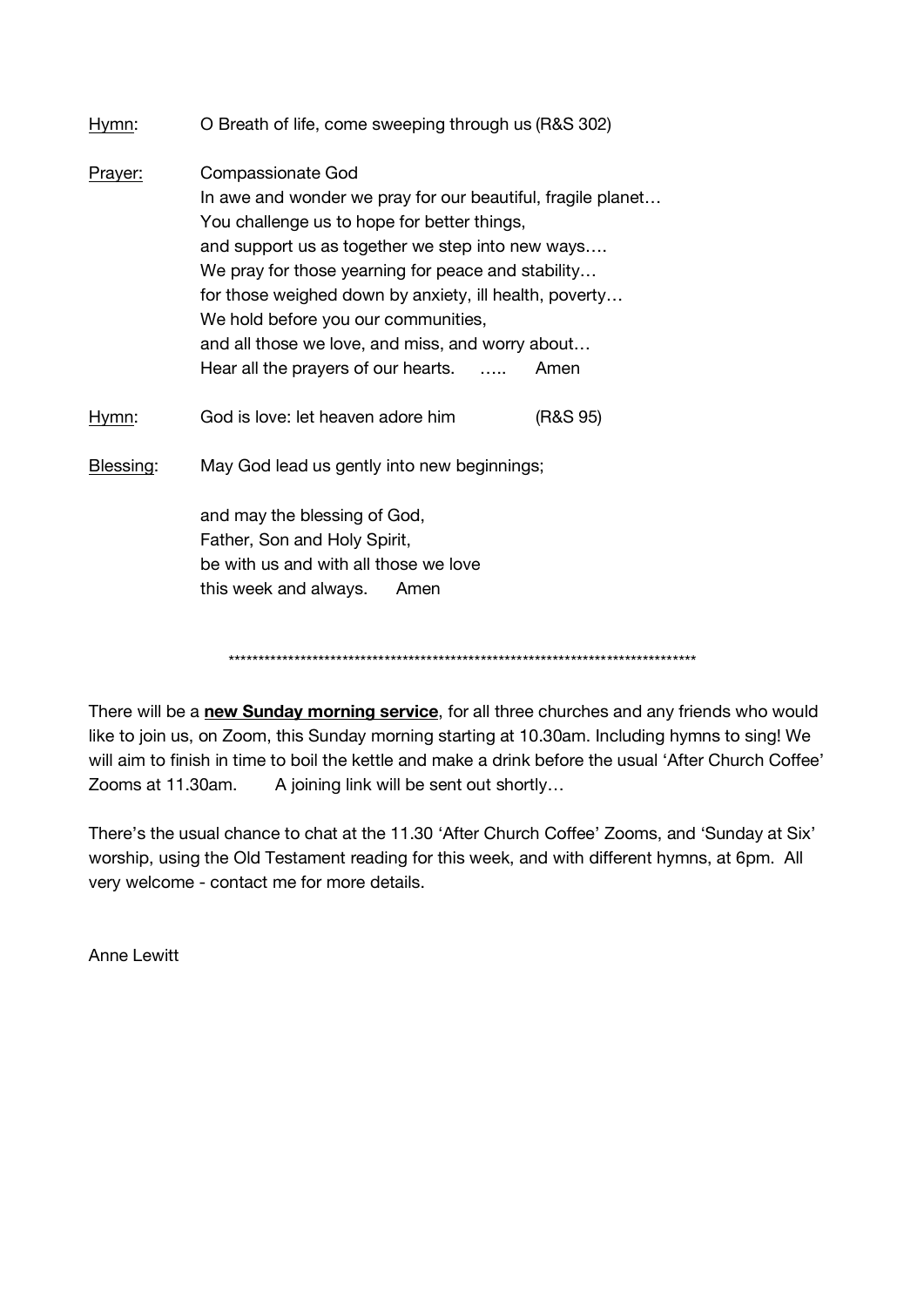<u>Hymn</u>: O Breath of life, come sweeping through us (R&S 302)

<u>Prayer:</u> Compassionate God
In awe and wonder we pray for our beautiful, fragile planet…
You challenge us to hope for better things,
and support us as together we step into new ways….
We pray for those yearning for peace and stability…
for those weighed down by anxiety, ill health, poverty…
We hold before you our communities,
and all those we love, and miss, and worry about…
Hear all the prayers of our hearts. ….. Amen

<u>Hymn</u>: God is love: let heaven adore him (R&S 95)

<u>Blessing</u>: May God lead us gently into new beginnings;

and may the blessing of God,
Father, Son and Holy Spirit,
be with us and with all those we love
this week and always. Amen

********************************************************************************

There will be a **<u>new Sunday morning service</u>**, for all three churches and any friends who would like to join us, on Zoom, this Sunday morning starting at 10.30am. Including hymns to sing! We will aim to finish in time to boil the kettle and make a drink before the usual 'After Church Coffee' Zooms at 11.30am. A joining link will be sent out shortly…

There's the usual chance to chat at the 11.30 'After Church Coffee' Zooms, and 'Sunday at Six' worship, using the Old Testament reading for this week, and with different hymns, at 6pm. All very welcome - contact me for more details.

Anne Lewitt